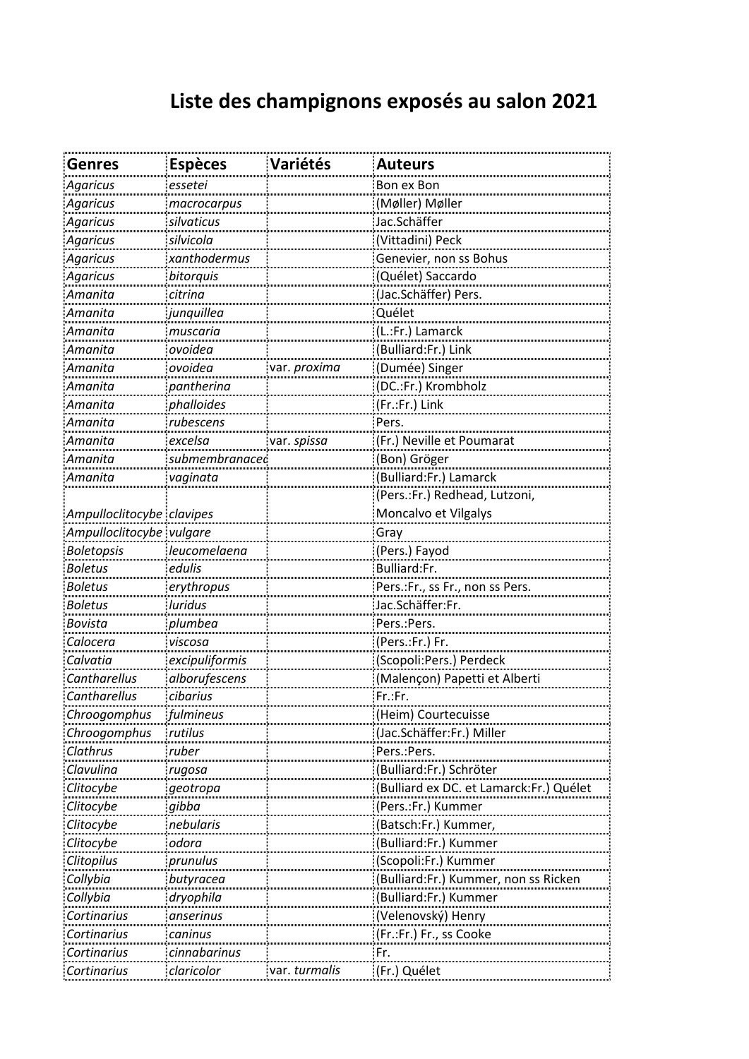# Liste des champignons exposés au salon 2021

| Genres | Espèces | Variétés | Auteurs |
|---|---|---|---|
| *Agaricus* | *essetei* | | Bon ex Bon |
| *Agaricus* | *macrocarpus* | | (Møller) Møller |
| *Agaricus* | *silvaticus* | | Jac.Schäffer |
| *Agaricus* | *silvicola* | | (Vittadini) Peck |
| *Agaricus* | *xanthodermus* | | Genevier, non ss Bohus |
| *Agaricus* | *bitorquis* | | (Quélet) Saccardo |
| *Amanita* | *citrina* | | (Jac.Schäffer) Pers. |
| *Amanita* | *junquillea* | | Quélet |
| *Amanita* | *muscaria* | | (L.:Fr.) Lamarck |
| *Amanita* | *ovoidea* | | (Bulliard:Fr.) Link |
| *Amanita* | *ovoidea* | var. *proxima* | (Dumée) Singer |
| *Amanita* | *pantherina* | | (DC.:Fr.) Krombholz |
| *Amanita* | *phalloides* | | (Fr.:Fr.) Link |
| *Amanita* | *rubescens* | | Pers. |
| *Amanita* | *excelsa* | var. *spissa* | (Fr.) Neville et Poumarat |
| *Amanita* | *submembranacea* | | (Bon) Gröger |
| *Amanita* | *vaginata* | | (Bulliard:Fr.) Lamarck |
| *Ampulloclitocybe* | *clavipes* | | (Pers.:Fr.) Redhead, Lutzoni, Moncalvo et Vilgalys |
| *Ampulloclitocybe* | *vulgare* | | Gray |
| *Boletopsis* | *leucomelaena* | | (Pers.) Fayod |
| *Boletus* | *edulis* | | Bulliard:Fr. |
| *Boletus* | *erythropus* | | Pers.:Fr., ss Fr., non ss Pers. |
| *Boletus* | *luridus* | | Jac.Schäffer:Fr. |
| *Bovista* | *plumbea* | | Pers.:Pers. |
| *Calocera* | *viscosa* | | (Pers.:Fr.) Fr. |
| *Calvatia* | *excipuliformis* | | (Scopoli:Pers.) Perdeck |
| *Cantharellus* | *alborufescens* | | (Malençon) Papetti et Alberti |
| *Cantharellus* | *cibarius* | | Fr.:Fr. |
| *Chroogomphus* | *fulmineus* | | (Heim) Courtecuisse |
| *Chroogomphus* | *rutilus* | | (Jac.Schäffer:Fr.) Miller |
| *Clathrus* | *ruber* | | Pers.:Pers. |
| *Clavulina* | *rugosa* | | (Bulliard:Fr.) Schröter |
| *Clitocybe* | *geotropa* | | (Bulliard ex DC. et Lamarck:Fr.) Quélet |
| *Clitocybe* | *gibba* | | (Pers.:Fr.) Kummer |
| *Clitocybe* | *nebularis* | | (Batsch:Fr.) Kummer, |
| *Clitocybe* | *odora* | | (Bulliard:Fr.) Kummer |
| *Clitopilus* | *prunulus* | | (Scopoli:Fr.) Kummer |
| *Collybia* | *butyracea* | | (Bulliard:Fr.) Kummer, non ss Ricken |
| *Collybia* | *dryophila* | | (Bulliard:Fr.) Kummer |
| *Cortinarius* | *anserinus* | | (Velenovský) Henry |
| *Cortinarius* | *caninus* | | (Fr.:Fr.) Fr., ss Cooke |
| *Cortinarius* | *cinnabarinus* | | Fr. |
| *Cortinarius* | *claricolor* | var. *turmalis* | (Fr.) Quélet |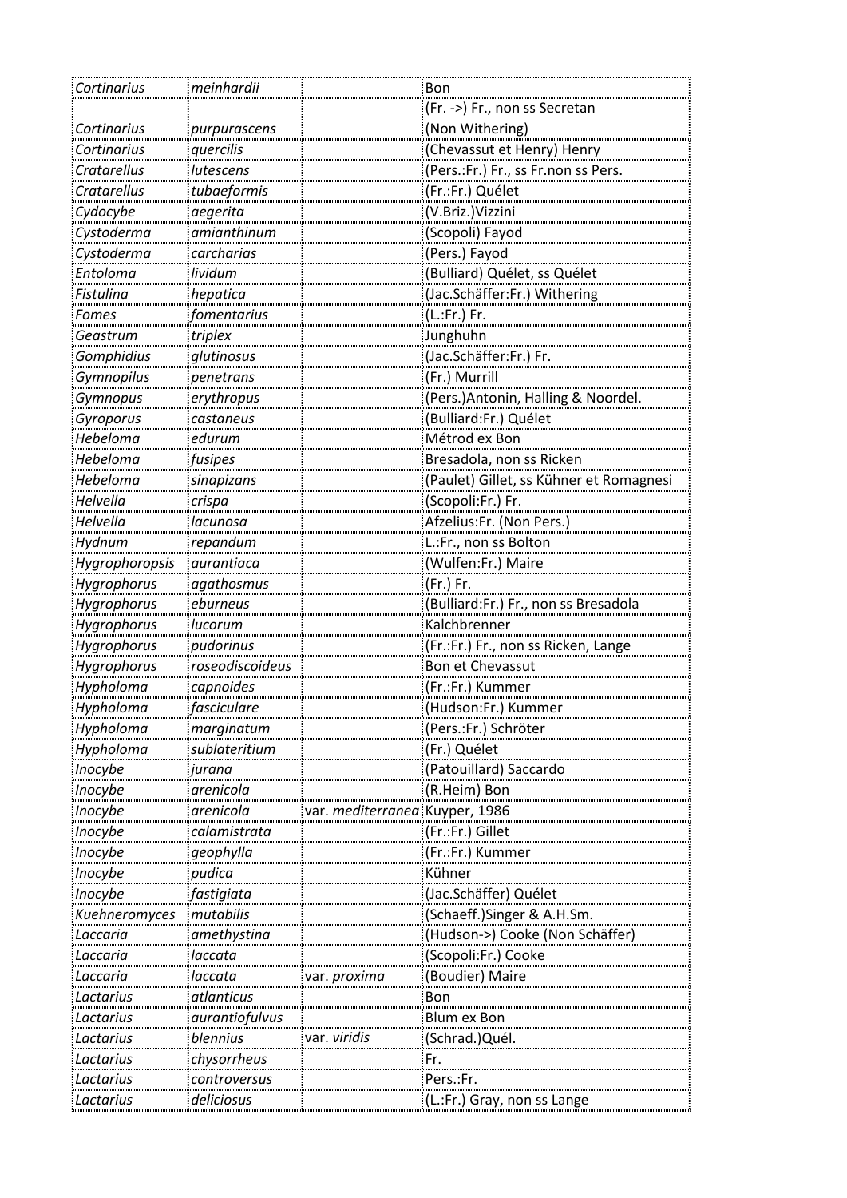| | | | |
|---|---|---|---|
| *Cortinarius* | *meinhardii* | | Bon |
| *Cortinarius* | *purpurascens* | | (Fr. ->) Fr., non ss Secretan (Non Withering) |
| *Cortinarius* | *quercilis* | | (Chevassut et Henry) Henry |
| *Cratarellus* | *lutescens* | | (Pers.:Fr.) Fr., ss Fr.non ss Pers. |
| *Cratarellus* | *tubaeformis* | | (Fr.:Fr.) Quélet |
| *Cydocybe* | *aegerita* | | (V.Briz.)Vizzini |
| *Cystoderma* | *amianthinum* | | (Scopoli) Fayod |
| *Cystoderma* | *carcharias* | | (Pers.) Fayod |
| *Entoloma* | *lividum* | | (Bulliard) Quélet, ss Quélet |
| *Fistulina* | *hepatica* | | (Jac.Schäffer:Fr.) Withering |
| *Fomes* | *fomentarius* | | (L.:Fr.) Fr. |
| *Geastrum* | *triplex* | | Junghuhn |
| *Gomphidius* | *glutinosus* | | (Jac.Schäffer:Fr.) Fr. |
| *Gymnopilus* | *penetrans* | | (Fr.) Murrill |
| *Gymnopus* | *erythropus* | | (Pers.)Antonin, Halling & Noordel. |
| *Gyroporus* | *castaneus* | | (Bulliard:Fr.) Quélet |
| *Hebeloma* | *edurum* | | Métrod ex Bon |
| *Hebeloma* | *fusipes* | | Bresadola, non ss Ricken |
| *Hebeloma* | *sinapizans* | | (Paulet) Gillet, ss Kühner et Romagnesi |
| *Helvella* | *crispa* | | (Scopoli:Fr.) Fr. |
| *Helvella* | *lacunosa* | | Afzelius:Fr. (Non Pers.) |
| *Hydnum* | *repandum* | | L.:Fr., non ss Bolton |
| *Hygrophoropsis* | *aurantiaca* | | (Wulfen:Fr.) Maire |
| *Hygrophorus* | *agathosmus* | | (Fr.) Fr. |
| *Hygrophorus* | *eburneus* | | (Bulliard:Fr.) Fr., non ss Bresadola |
| *Hygrophorus* | *lucorum* | | Kalchbrenner |
| *Hygrophorus* | *pudorinus* | | (Fr.:Fr.) Fr., non ss Ricken, Lange |
| *Hygrophorus* | *roseodiscoideus* | | Bon et Chevassut |
| *Hypholoma* | *capnoides* | | (Fr.:Fr.) Kummer |
| *Hypholoma* | *fasciculare* | | (Hudson:Fr.) Kummer |
| *Hypholoma* | *marginatum* | | (Pers.:Fr.) Schröter |
| *Hypholoma* | *sublateritium* | | (Fr.) Quélet |
| *Inocybe* | *jurana* | | (Patouillard) Saccardo |
| *Inocybe* | *arenicola* | | (R.Heim) Bon |
| *Inocybe* | *arenicola* | var. *mediterranea* | Kuyper, 1986 |
| *Inocybe* | *calamistrata* | | (Fr.:Fr.) Gillet |
| *Inocybe* | *geophylla* | | (Fr.:Fr.) Kummer |
| *Inocybe* | *pudica* | | Kühner |
| *Inocybe* | *fastigiata* | | (Jac.Schäffer) Quélet |
| *Kuehneromyces* | *mutabilis* | | (Schaeff.)Singer & A.H.Sm. |
| *Laccaria* | *amethystina* | | (Hudson->) Cooke (Non Schäffer) |
| *Laccaria* | *laccata* | | (Scopoli:Fr.) Cooke |
| *Laccaria* | *laccata* | var. *proxima* | (Boudier) Maire |
| *Lactarius* | *atlanticus* | | Bon |
| *Lactarius* | *aurantiofulvus* | | Blum ex Bon |
| *Lactarius* | *blennius* | var. *viridis* | (Schrad.)Quél. |
| *Lactarius* | *chysorrheus* | | Fr. |
| *Lactarius* | *controversus* | | Pers.:Fr. |
| *Lactarius* | *deliciosus* | | (L.:Fr.) Gray, non ss Lange |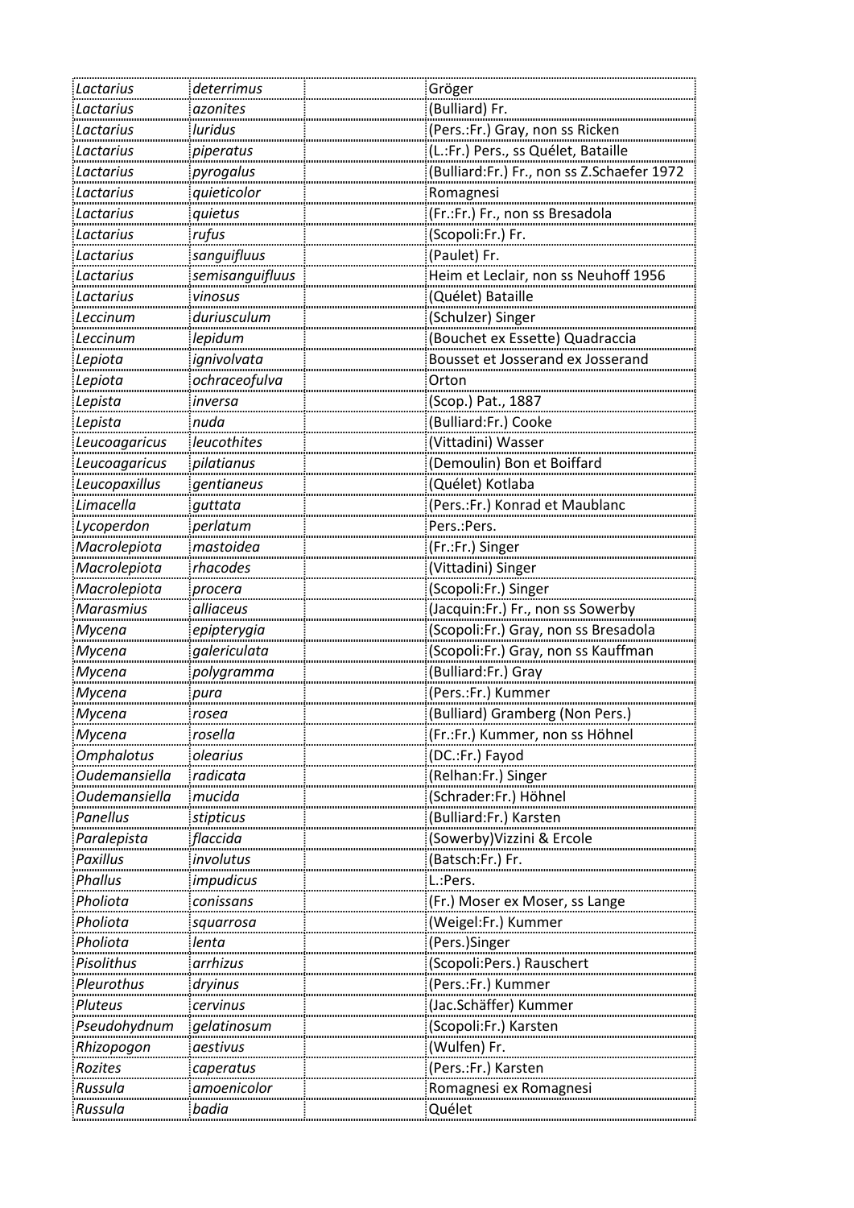| | | | |
|---|---|---|---|
| *Lactarius* | *deterrimus* | | Gröger |
| *Lactarius* | *azonites* | | (Bulliard) Fr. |
| *Lactarius* | *luridus* | | (Pers.:Fr.) Gray, non ss Ricken |
| *Lactarius* | *piperatus* | | (L.:Fr.) Pers., ss Quélet, Bataille |
| *Lactarius* | *pyrogalus* | | (Bulliard:Fr.) Fr., non ss Z.Schaefer 1972 |
| *Lactarius* | *quieticolor* | | Romagnesi |
| *Lactarius* | *quietus* | | (Fr.:Fr.) Fr., non ss Bresadola |
| *Lactarius* | *rufus* | | (Scopoli:Fr.) Fr. |
| *Lactarius* | *sanguifluus* | | (Paulet) Fr. |
| *Lactarius* | *semisanguifluus* | | Heim et Leclair, non ss Neuhoff 1956 |
| *Lactarius* | *vinosus* | | (Quélet) Bataille |
| *Leccinum* | *duriusculum* | | (Schulzer) Singer |
| *Leccinum* | *lepidum* | | (Bouchet ex Essette) Quadraccia |
| *Lepiota* | *ignivolvata* | | Bousset et Josserand ex Josserand |
| *Lepiota* | *ochraceofulva* | | Orton |
| *Lepista* | *inversa* | | (Scop.) Pat., 1887 |
| *Lepista* | *nuda* | | (Bulliard:Fr.) Cooke |
| *Leucoagaricus* | *leucothites* | | (Vittadini) Wasser |
| *Leucoagaricus* | *pilatianus* | | (Demoulin) Bon et Boiffard |
| *Leucopaxillus* | *gentianeus* | | (Quélet) Kotlaba |
| *Limacella* | *guttata* | | (Pers.:Fr.) Konrad et Maublanc |
| *Lycoperdon* | *perlatum* | | Pers.:Pers. |
| *Macrolepiota* | *mastoidea* | | (Fr.:Fr.) Singer |
| *Macrolepiota* | *rhacodes* | | (Vittadini) Singer |
| *Macrolepiota* | *procera* | | (Scopoli:Fr.) Singer |
| *Marasmius* | *alliaceus* | | (Jacquin:Fr.) Fr., non ss Sowerby |
| *Mycena* | *epipterygia* | | (Scopoli:Fr.) Gray, non ss Bresadola |
| *Mycena* | *galericulata* | | (Scopoli:Fr.) Gray, non ss Kauffman |
| *Mycena* | *polygramma* | | (Bulliard:Fr.) Gray |
| *Mycena* | *pura* | | (Pers.:Fr.) Kummer |
| *Mycena* | *rosea* | | (Bulliard) Gramberg (Non Pers.) |
| *Mycena* | *rosella* | | (Fr.:Fr.) Kummer, non ss Höhnel |
| *Omphalotus* | *olearius* | | (DC.:Fr.) Fayod |
| *Oudemansiella* | *radicata* | | (Relhan:Fr.) Singer |
| *Oudemansiella* | *mucida* | | (Schrader:Fr.) Höhnel |
| *Panellus* | *stipticus* | | (Bulliard:Fr.) Karsten |
| *Paralepista* | *flaccida* | | (Sowerby)Vizzini & Ercole |
| *Paxillus* | *involutus* | | (Batsch:Fr.) Fr. |
| *Phallus* | *impudicus* | | L.:Pers. |
| *Pholiota* | *conissans* | | (Fr.) Moser ex Moser, ss Lange |
| *Pholiota* | *squarrosa* | | (Weigel:Fr.) Kummer |
| *Pholiota* | *lenta* | | (Pers.)Singer |
| *Pisolithus* | *arrhizus* | | (Scopoli:Pers.) Rauschert |
| *Pleurothus* | *dryinus* | | (Pers.:Fr.) Kummer |
| *Pluteus* | *cervinus* | | (Jac.Schäffer) Kummer |
| *Pseudohydnum* | *gelatinosum* | | (Scopoli:Fr.) Karsten |
| *Rhizopogon* | *aestivus* | | (Wulfen) Fr. |
| *Rozites* | *caperatus* | | (Pers.:Fr.) Karsten |
| *Russula* | *amoenicolor* | | Romagnesi ex Romagnesi |
| *Russula* | *badia* | | Quélet |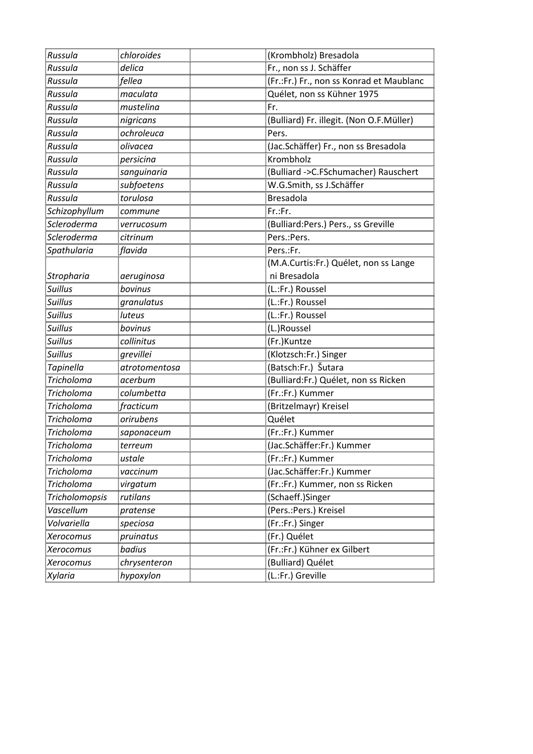| | | | |
|---|---|---|---|
| *Russula* | *chloroides* | | (Krombholz) Bresadola |
| *Russula* | *delica* | | Fr., non ss J. Schäffer |
| *Russula* | *fellea* | | (Fr.:Fr.) Fr., non ss Konrad et Maublanc |
| *Russula* | *maculata* | | Quélet, non ss Kühner 1975 |
| *Russula* | *mustelina* | | Fr. |
| *Russula* | *nigricans* | | (Bulliard) Fr. illegit. (Non O.F.Müller) |
| *Russula* | *ochroleuca* | | Pers. |
| *Russula* | *olivacea* | | (Jac.Schäffer) Fr., non ss Bresadola |
| *Russula* | *persicina* | | Krombholz |
| *Russula* | *sanguinaria* | | (Bulliard ->C.FSchumacher) Rauschert |
| *Russula* | *subfoetens* | | W.G.Smith, ss J.Schäffer |
| *Russula* | *torulosa* | | Bresadola |
| *Schizophyllum* | *commune* | | Fr.:Fr. |
| *Scleroderma* | *verrucosum* | | (Bulliard:Pers.) Pers., ss Greville |
| *Scleroderma* | *citrinum* | | Pers.:Pers. |
| *Spathularia* | *flavida* | | Pers.:Fr. |
| *Stropharia* | *aeruginosa* | | (M.A.Curtis:Fr.) Quélet, non ss Lange ni Bresadola |
| *Suillus* | *bovinus* | | (L.:Fr.) Roussel |
| *Suillus* | *granulatus* | | (L.:Fr.) Roussel |
| *Suillus* | *luteus* | | (L.:Fr.) Roussel |
| *Suillus* | *bovinus* | | (L.)Roussel |
| *Suillus* | *collinitus* | | (Fr.)Kuntze |
| *Suillus* | *grevillei* | | (Klotzsch:Fr.) Singer |
| *Tapinella* | *atrotomentosa* | | (Batsch:Fr.) Šutara |
| *Tricholoma* | *acerbum* | | (Bulliard:Fr.) Quélet, non ss Ricken |
| *Tricholoma* | *columbetta* | | (Fr.:Fr.) Kummer |
| *Tricholoma* | *fracticum* | | (Britzelmayr) Kreisel |
| *Tricholoma* | *orirubens* | | Quélet |
| *Tricholoma* | *saponaceum* | | (Fr.:Fr.) Kummer |
| *Tricholoma* | *terreum* | | (Jac.Schäffer:Fr.) Kummer |
| *Tricholoma* | *ustale* | | (Fr.:Fr.) Kummer |
| *Tricholoma* | *vaccinum* | | (Jac.Schäffer:Fr.) Kummer |
| *Tricholoma* | *virgatum* | | (Fr.:Fr.) Kummer, non ss Ricken |
| *Tricholomopsis* | *rutilans* | | (Schaeff.)Singer |
| *Vascellum* | *pratense* | | (Pers.:Pers.) Kreisel |
| *Volvariella* | *speciosa* | | (Fr.:Fr.) Singer |
| *Xerocomus* | *pruinatus* | | (Fr.) Quélet |
| *Xerocomus* | *badius* | | (Fr.:Fr.) Kühner ex Gilbert |
| *Xerocomus* | *chrysenteron* | | (Bulliard) Quélet |
| *Xylaria* | *hypoxylon* | | (L.:Fr.) Greville |